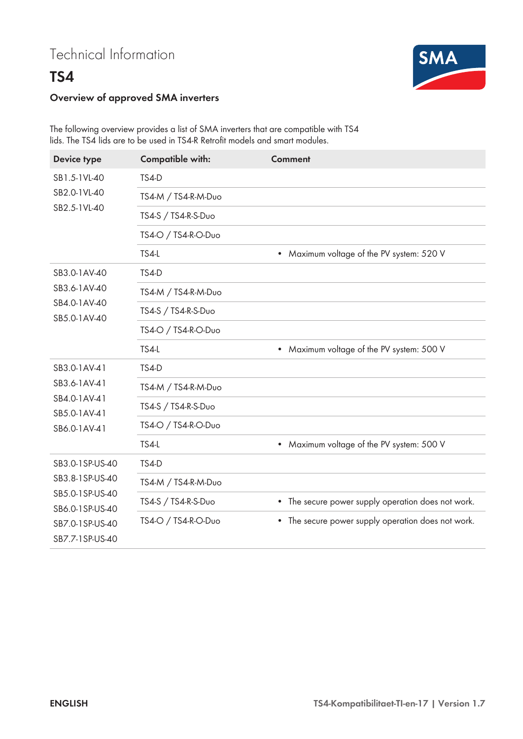Technical Information

# TS4

## Overview of approved SMA inverters

The following overview provides a list of SMA inverters that are compatible with TS4 lids. The TS4 lids are to be used in TS4-R Retrofit models and smart modules.

| Device type | Compatible with: | Comment |
|---|---|---|
| SB1.5-1VL-40<br>SB2.0-1VL-40<br>SB2.5-1VL-40 | TS4-D | |
| | TS4-M / TS4-R-M-Duo | |
| | TS4-S / TS4-R-S-Duo | |
| | TS4-O / TS4-R-O-Duo | |
| | TS4-L | • Maximum voltage of the PV system: 520 V |
| SB3.0-1AV-40<br>SB3.6-1AV-40<br>SB4.0-1AV-40<br>SB5.0-1AV-40 | TS4-D | |
| | TS4-M / TS4-R-M-Duo | |
| | TS4-S / TS4-R-S-Duo | |
| | TS4-O / TS4-R-O-Duo | |
| | TS4-L | • Maximum voltage of the PV system: 500 V |
| SB3.0-1AV-41<br>SB3.6-1AV-41<br>SB4.0-1AV-41<br>SB5.0-1AV-41<br>SB6.0-1AV-41 | TS4-D | |
| | TS4-M / TS4-R-M-Duo | |
| | TS4-S / TS4-R-S-Duo | |
| | TS4-O / TS4-R-O-Duo | |
| | TS4-L | • Maximum voltage of the PV system: 500 V |
| SB3.0-1SP-US-40<br>SB3.8-1SP-US-40<br>SB5.0-1SP-US-40<br>SB6.0-1SP-US-40<br>SB7.0-1SP-US-40<br>SB7.7-1SP-US-40 | TS4-D | |
| | TS4-M / TS4-R-M-Duo | |
| | TS4-S / TS4-R-S-Duo | • The secure power supply operation does not work. |
| | TS4-O / TS4-R-O-Duo | • The secure power supply operation does not work. |

ENGLISH

TS4-Kompatibilitaet-TI-en-17 | Version 1.7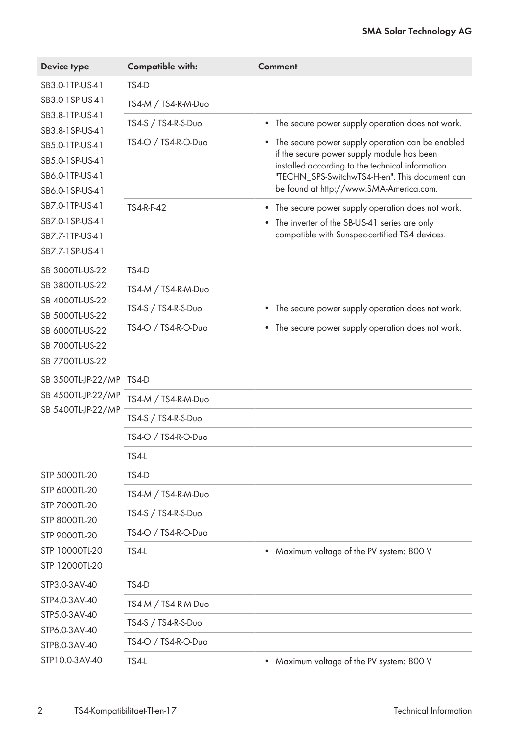| Device type | Compatible with: | Comment |
|---|---|---|
| SB3.0-1TP-US-41<br>SB3.0-1SP-US-41<br>SB3.8-1TP-US-41<br>SB3.8-1SP-US-41<br>SB5.0-1TP-US-41<br>SB5.0-1SP-US-41<br>SB6.0-1TP-US-41<br>SB6.0-1SP-US-41<br>SB7.0-1TP-US-41<br>SB7.0-1SP-US-41<br>SB7.7-1TP-US-41<br>SB7.7-1SP-US-41 | TS4-D | |
| | TS4-M / TS4-R-M-Duo | |
| | TS4-S / TS4-R-S-Duo | • The secure power supply operation does not work. |
| | TS4-O / TS4-R-O-Duo | • The secure power supply operation can be enabled if the secure power supply module has been installed according to the technical information "TECHN_SPS-SwitchwTS4-H-en". This document can be found at http://www.SMA-America.com. |
| | TS4-R-F-42 | • The secure power supply operation does not work.<br>• The inverter of the SB-US-41 series are only compatible with Sunspec-certified TS4 devices. |
| SB 3000TL-US-22<br>SB 3800TL-US-22<br>SB 4000TL-US-22<br>SB 5000TL-US-22<br>SB 6000TL-US-22<br>SB 7000TL-US-22<br>SB 7700TL-US-22 | TS4-D | |
| | TS4-M / TS4-R-M-Duo | |
| | TS4-S / TS4-R-S-Duo | • The secure power supply operation does not work. |
| | TS4-O / TS4-R-O-Duo | • The secure power supply operation does not work. |
| SB 3500TL-JP-22/MP<br>SB 4500TL-JP-22/MP<br>SB 5400TL-JP-22/MP | TS4-D | |
| | TS4-M / TS4-R-M-Duo | |
| | TS4-S / TS4-R-S-Duo | |
| | TS4-O / TS4-R-O-Duo | |
| | TS4-L | |
| STP 5000TL-20<br>STP 6000TL-20<br>STP 7000TL-20<br>STP 8000TL-20<br>STP 9000TL-20<br>STP 10000TL-20<br>STP 12000TL-20 | TS4-D | |
| | TS4-M / TS4-R-M-Duo | |
| | TS4-S / TS4-R-S-Duo | |
| | TS4-O / TS4-R-O-Duo | |
| | TS4-L | • Maximum voltage of the PV system: 800 V |
| STP3.0-3AV-40<br>STP4.0-3AV-40<br>STP5.0-3AV-40<br>STP6.0-3AV-40<br>STP8.0-3AV-40<br>STP10.0-3AV-40 | TS4-D | |
| | TS4-M / TS4-R-M-Duo | |
| | TS4-S / TS4-R-S-Duo | |
| | TS4-O / TS4-R-O-Duo | |
| | TS4-L | • Maximum voltage of the PV system: 800 V |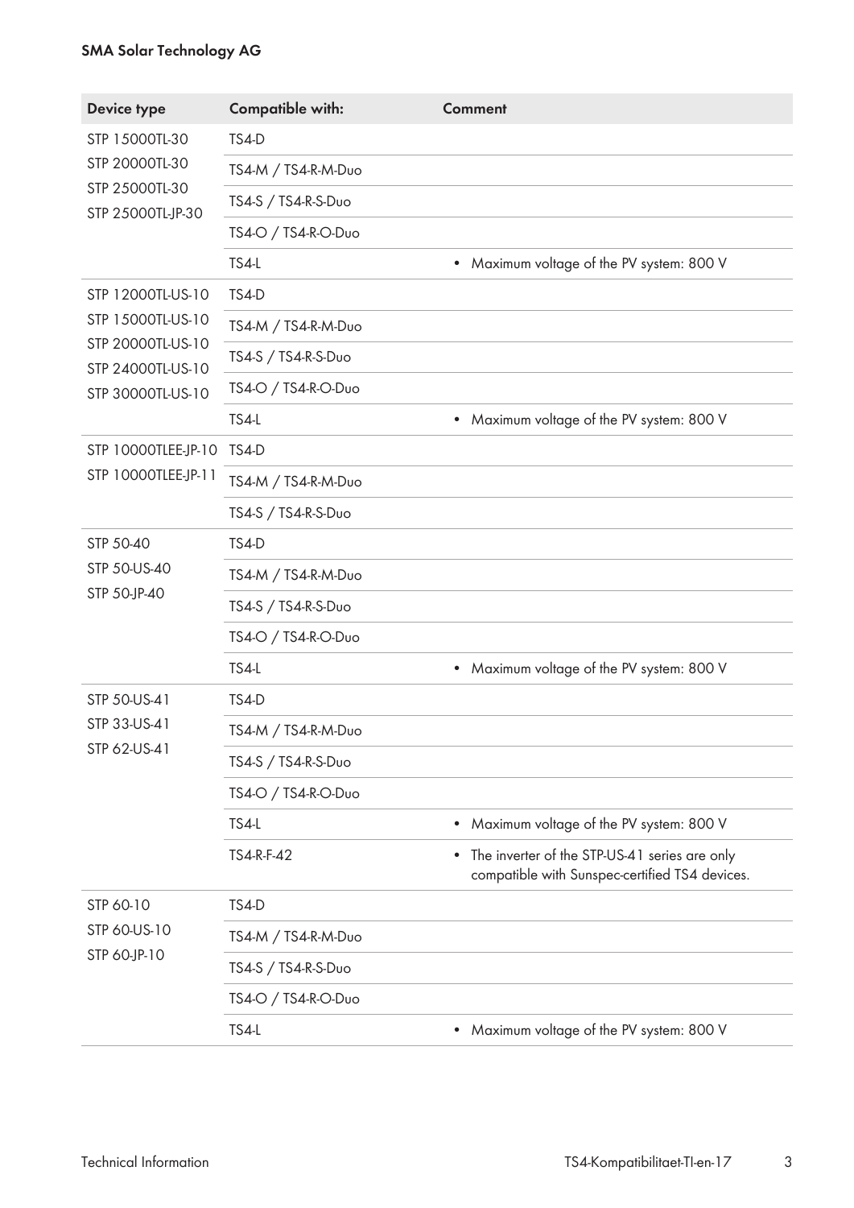| Device type | Compatible with: | Comment |
|---|---|---|
| STP 15000TL-30<br>STP 20000TL-30<br>STP 25000TL-30<br>STP 25000TL-JP-30 | TS4-D | |
| | TS4-M / TS4-R-M-Duo | |
| | TS4-S / TS4-R-S-Duo | |
| | TS4-O / TS4-R-O-Duo | |
| | TS4-L | • Maximum voltage of the PV system: 800 V |
| STP 12000TL-US-10<br>STP 15000TL-US-10<br>STP 20000TL-US-10<br>STP 24000TL-US-10<br>STP 30000TL-US-10 | TS4-D | |
| | TS4-M / TS4-R-M-Duo | |
| | TS4-S / TS4-R-S-Duo | |
| | TS4-O / TS4-R-O-Duo | |
| | TS4-L | • Maximum voltage of the PV system: 800 V |
| STP 10000TLEE-JP-10<br>STP 10000TLEE-JP-11 | TS4-D | |
| | TS4-M / TS4-R-M-Duo | |
| | TS4-S / TS4-R-S-Duo | |
| STP 50-40<br>STP 50-US-40<br>STP 50-JP-40 | TS4-D | |
| | TS4-M / TS4-R-M-Duo | |
| | TS4-S / TS4-R-S-Duo | |
| | TS4-O / TS4-R-O-Duo | |
| | TS4-L | • Maximum voltage of the PV system: 800 V |
| STP 50-US-41<br>STP 33-US-41<br>STP 62-US-41 | TS4-D | |
| | TS4-M / TS4-R-M-Duo | |
| | TS4-S / TS4-R-S-Duo | |
| | TS4-O / TS4-R-O-Duo | |
| | TS4-L | • Maximum voltage of the PV system: 800 V |
| | TS4-R-F-42 | • The inverter of the STP-US-41 series are only compatible with Sunspec-certified TS4 devices. |
| STP 60-10<br>STP 60-US-10<br>STP 60-JP-10 | TS4-D | |
| | TS4-M / TS4-R-M-Duo | |
| | TS4-S / TS4-R-S-Duo | |
| | TS4-O / TS4-R-O-Duo | |
| | TS4-L | • Maximum voltage of the PV system: 800 V |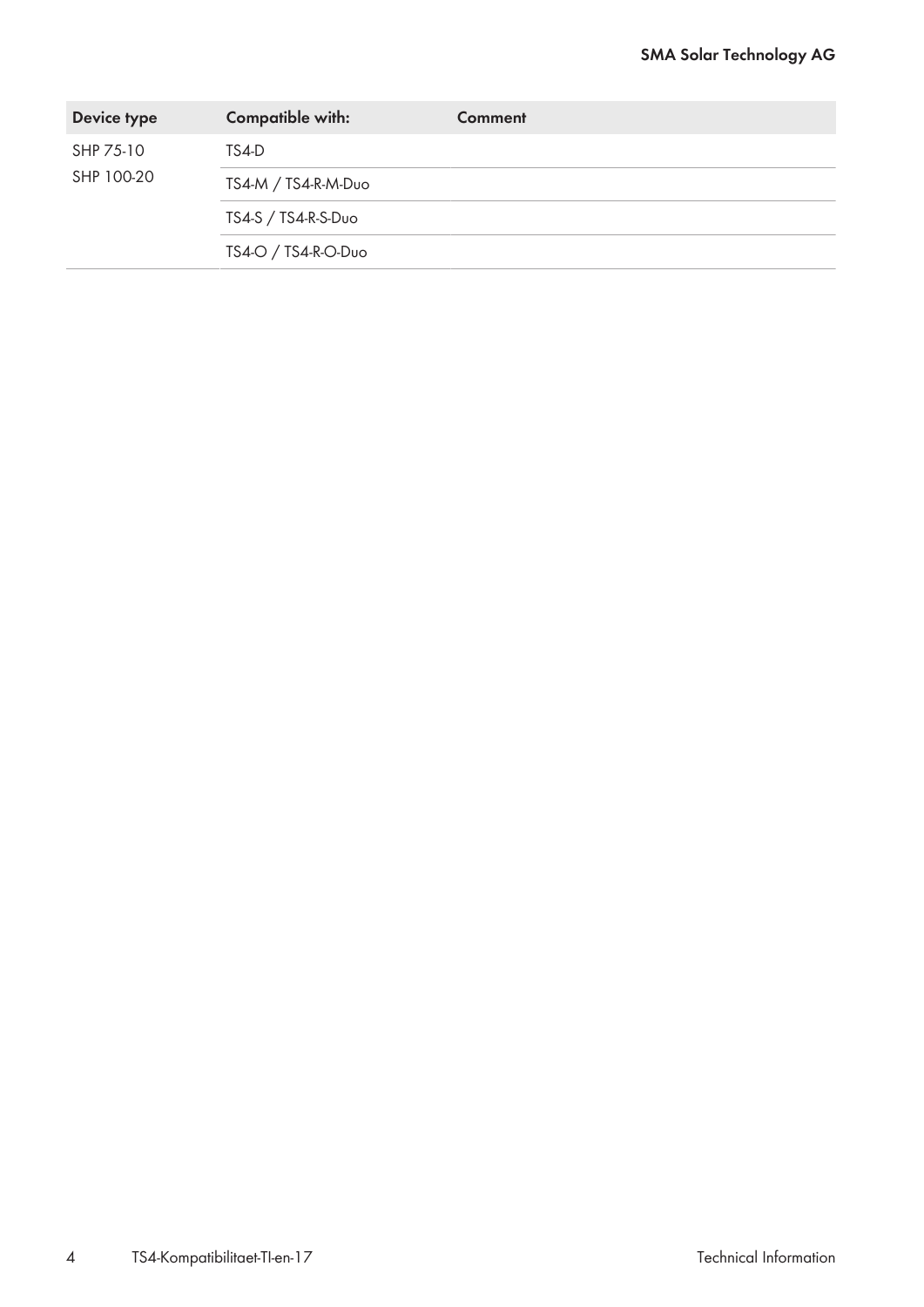| Device type | Compatible with: | Comment |
| --- | --- | --- |
| SHP 75-10<br>SHP 100-20 | TS4-D | |
| | TS4-M / TS4-R-M-Duo | |
| | TS4-S / TS4-R-S-Duo | |
| | TS4-O / TS4-R-O-Duo | |